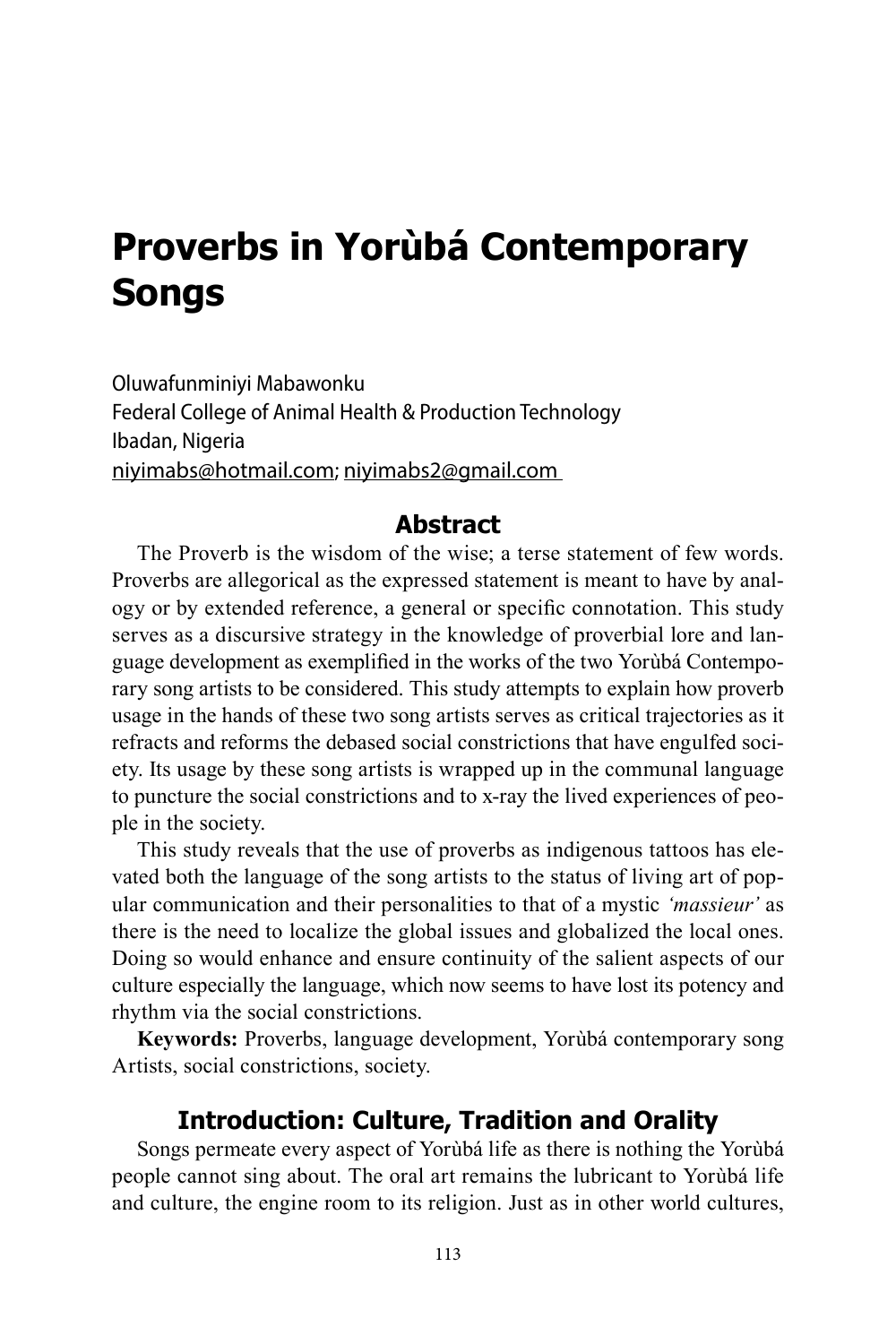# Proverbs in Yorùbá Contemporary Songs

Oluwafunminiyi Mabawonku
Federal College of Animal Health & Production Technology
Ibadan, Nigeria
niyimabs@hotmail.com; niyimabs2@gmail.com

## Abstract

The Proverb is the wisdom of the wise; a terse statement of few words. Proverbs are allegorical as the expressed statement is meant to have by analogy or by extended reference, a general or specific connotation. This study serves as a discursive strategy in the knowledge of proverbial lore and language development as exemplified in the works of the two Yorùbá Contemporary song artists to be considered. This study attempts to explain how proverb usage in the hands of these two song artists serves as critical trajectories as it refracts and reforms the debased social constrictions that have engulfed society. Its usage by these song artists is wrapped up in the communal language to puncture the social constrictions and to x-ray the lived experiences of people in the society.

This study reveals that the use of proverbs as indigenous tattoos has elevated both the language of the song artists to the status of living art of popular communication and their personalities to that of a mystic *'massieur'* as there is the need to localize the global issues and globalized the local ones. Doing so would enhance and ensure continuity of the salient aspects of our culture especially the language, which now seems to have lost its potency and rhythm via the social constrictions.

**Keywords:** Proverbs, language development, Yorùbá contemporary song Artists, social constrictions, society.

## Introduction: Culture, Tradition and Orality

Songs permeate every aspect of Yorùbá life as there is nothing the Yorùbá people cannot sing about. The oral art remains the lubricant to Yorùbá life and culture, the engine room to its religion. Just as in other world cultures,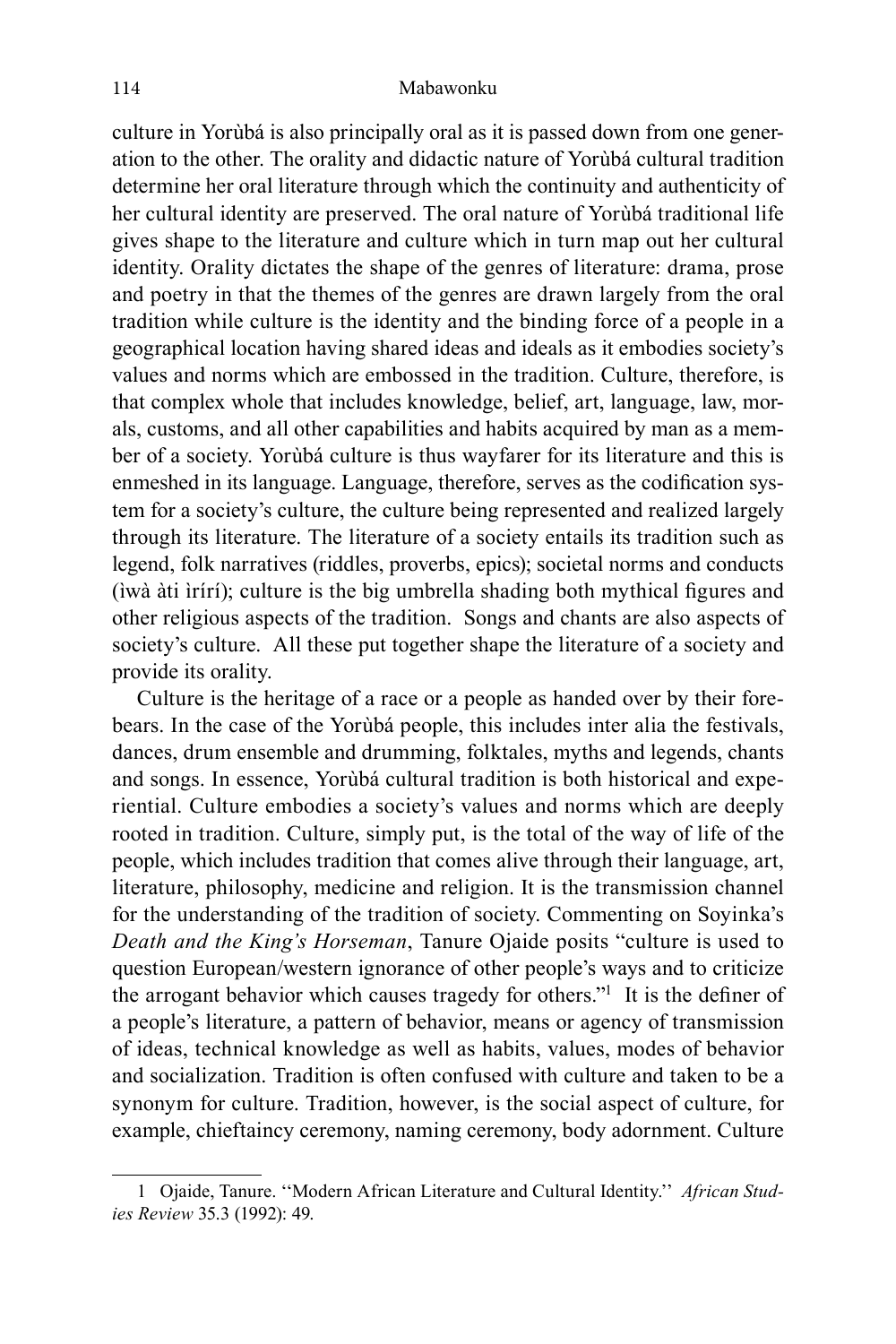culture in Yorùbá is also principally oral as it is passed down from one generation to the other. The orality and didactic nature of Yorùbá cultural tradition determine her oral literature through which the continuity and authenticity of her cultural identity are preserved. The oral nature of Yorùbá traditional life gives shape to the literature and culture which in turn map out her cultural identity. Orality dictates the shape of the genres of literature: drama, prose and poetry in that the themes of the genres are drawn largely from the oral tradition while culture is the identity and the binding force of a people in a geographical location having shared ideas and ideals as it embodies society's values and norms which are embossed in the tradition. Culture, therefore, is that complex whole that includes knowledge, belief, art, language, law, morals, customs, and all other capabilities and habits acquired by man as a member of a society. Yorùbá culture is thus wayfarer for its literature and this is enmeshed in its language. Language, therefore, serves as the codification system for a society's culture, the culture being represented and realized largely through its literature. The literature of a society entails its tradition such as legend, folk narratives (riddles, proverbs, epics); societal norms and conducts (ìwà àti ìrírí); culture is the big umbrella shading both mythical figures and other religious aspects of the tradition. Songs and chants are also aspects of society's culture. All these put together shape the literature of a society and provide its orality.

Culture is the heritage of a race or a people as handed over by their forebears. In the case of the Yorùbá people, this includes inter alia the festivals, dances, drum ensemble and drumming, folktales, myths and legends, chants and songs. In essence, Yorùbá cultural tradition is both historical and experiential. Culture embodies a society's values and norms which are deeply rooted in tradition. Culture, simply put, is the total of the way of life of the people, which includes tradition that comes alive through their language, art, literature, philosophy, medicine and religion. It is the transmission channel for the understanding of the tradition of society. Commenting on Soyinka's *Death and the King's Horseman*, Tanure Ojaide posits "culture is used to question European/western ignorance of other people's ways and to criticize the arrogant behavior which causes tragedy for others."[1] It is the definer of a people's literature, a pattern of behavior, means or agency of transmission of ideas, technical knowledge as well as habits, values, modes of behavior and socialization. Tradition is often confused with culture and taken to be a synonym for culture. Tradition, however, is the social aspect of culture, for example, chieftaincy ceremony, naming ceremony, body adornment. Culture

---

1 Ojaide, Tanure. ''Modern African Literature and Cultural Identity.'' *African Studies Review* 35.3 (1992): 49.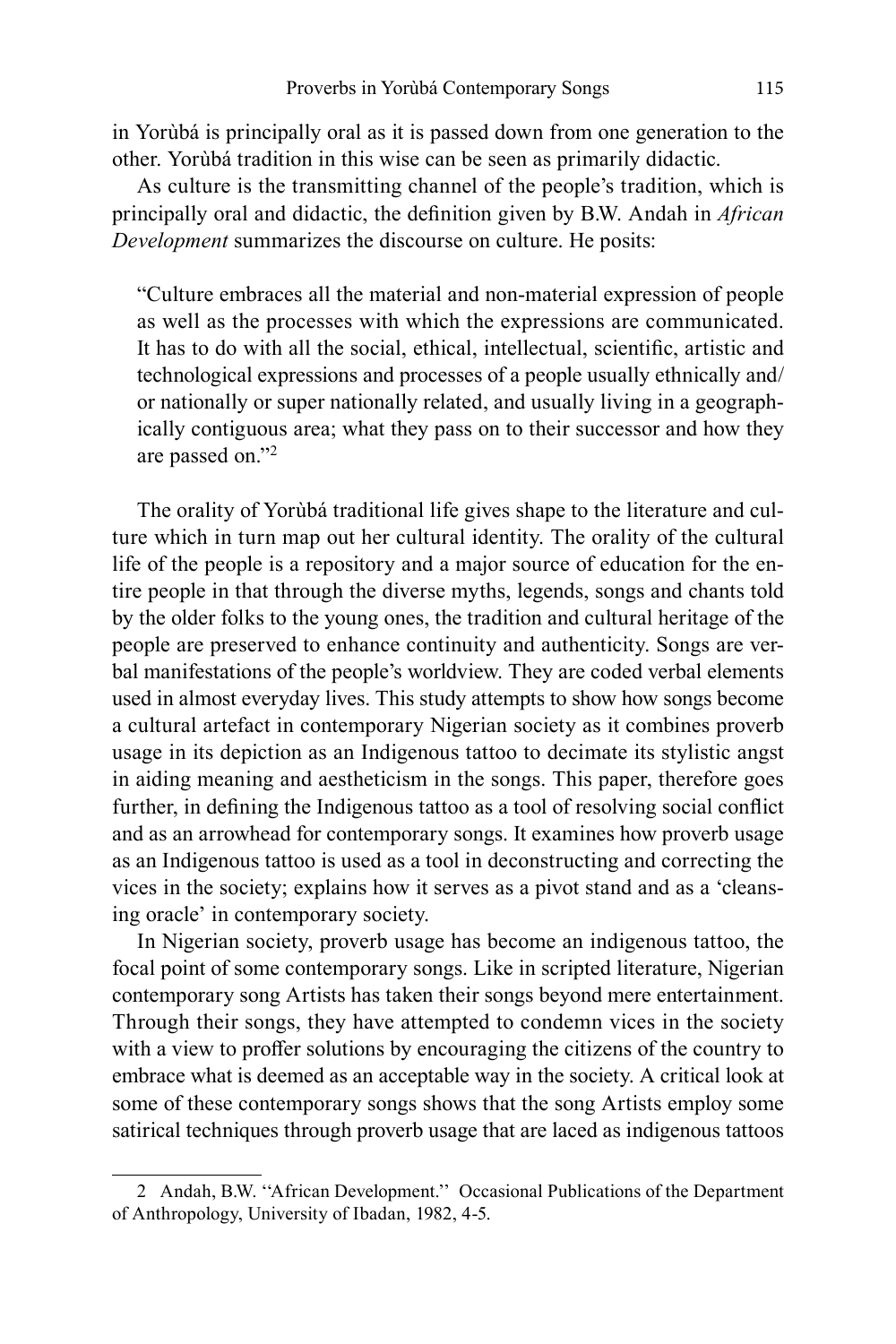in Yorùbá is principally oral as it is passed down from one generation to the other. Yorùbá tradition in this wise can be seen as primarily didactic.

As culture is the transmitting channel of the people's tradition, which is principally oral and didactic, the definition given by B.W. Andah in *African Development* summarizes the discourse on culture. He posits:

> "Culture embraces all the material and non-material expression of people as well as the processes with which the expressions are communicated. It has to do with all the social, ethical, intellectual, scientific, artistic and technological expressions and processes of a people usually ethnically and/ or nationally or super nationally related, and usually living in a geographically contiguous area; what they pass on to their successor and how they are passed on."[2]

The orality of Yorùbá traditional life gives shape to the literature and culture which in turn map out her cultural identity. The orality of the cultural life of the people is a repository and a major source of education for the entire people in that through the diverse myths, legends, songs and chants told by the older folks to the young ones, the tradition and cultural heritage of the people are preserved to enhance continuity and authenticity. Songs are verbal manifestations of the people's worldview. They are coded verbal elements used in almost everyday lives. This study attempts to show how songs become a cultural artefact in contemporary Nigerian society as it combines proverb usage in its depiction as an Indigenous tattoo to decimate its stylistic angst in aiding meaning and aestheticism in the songs. This paper, therefore goes further, in defining the Indigenous tattoo as a tool of resolving social conflict and as an arrowhead for contemporary songs. It examines how proverb usage as an Indigenous tattoo is used as a tool in deconstructing and correcting the vices in the society; explains how it serves as a pivot stand and as a 'cleansing oracle' in contemporary society.

In Nigerian society, proverb usage has become an indigenous tattoo, the focal point of some contemporary songs. Like in scripted literature, Nigerian contemporary song Artists has taken their songs beyond mere entertainment. Through their songs, they have attempted to condemn vices in the society with a view to proffer solutions by encouraging the citizens of the country to embrace what is deemed as an acceptable way in the society. A critical look at some of these contemporary songs shows that the song Artists employ some satirical techniques through proverb usage that are laced as indigenous tattoos

---

2 Andah, B.W. ''African Development.'' Occasional Publications of the Department of Anthropology, University of Ibadan, 1982, 4-5.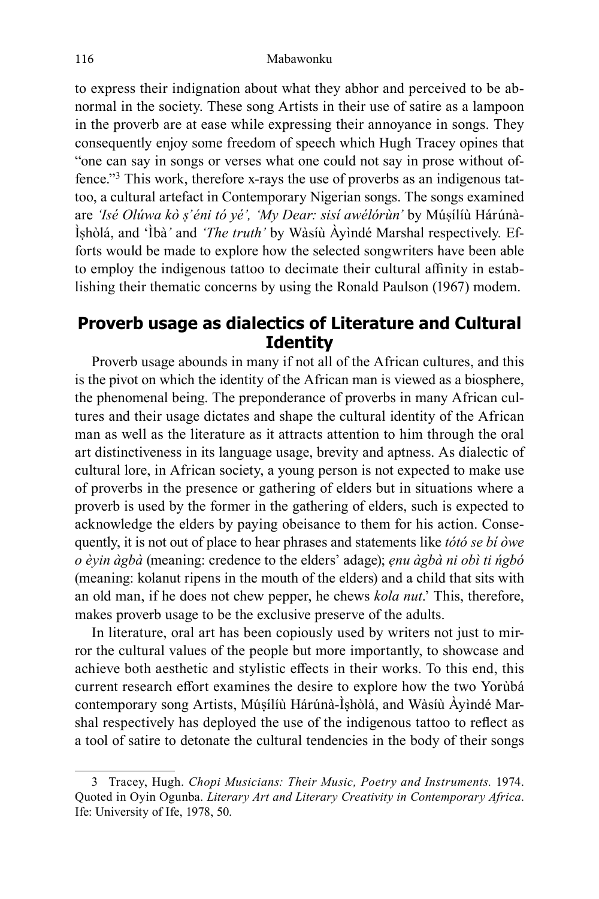to express their indignation about what they abhor and perceived to be abnormal in the society. These song Artists in their use of satire as a lampoon in the proverb are at ease while expressing their annoyance in songs. They consequently enjoy some freedom of speech which Hugh Tracey opines that "one can say in songs or verses what one could not say in prose without offence."[3] This work, therefore x-rays the use of proverbs as an indigenous tattoo, a cultural artefact in Contemporary Nigerian songs. The songs examined are *'Isé Olúwa kò ṣ'éni tó yé', 'My Dear: sisí awélórùn'* by Múṣílíù Hárúnà-Ìṣhòlá, and 'Ìbà*'* and *'The truth'* by Wàsíù Àyìndé Marshal respectively. Efforts would be made to explore how the selected songwriters have been able to employ the indigenous tattoo to decimate their cultural affinity in establishing their thematic concerns by using the Ronald Paulson (1967) modem.

## Proverb usage as dialectics of Literature and Cultural Identity

Proverb usage abounds in many if not all of the African cultures, and this is the pivot on which the identity of the African man is viewed as a biosphere, the phenomenal being. The preponderance of proverbs in many African cultures and their usage dictates and shape the cultural identity of the African man as well as the literature as it attracts attention to him through the oral art distinctiveness in its language usage, brevity and aptness. As dialectic of cultural lore, in African society, a young person is not expected to make use of proverbs in the presence or gathering of elders but in situations where a proverb is used by the former in the gathering of elders, such is expected to acknowledge the elders by paying obeisance to them for his action. Consequently, it is not out of place to hear phrases and statements like *tótó se bí òwe o èyin àgbà* (meaning: credence to the elders' adage); *ẹnu àgbà ni obì ti ńgbó* (meaning: kolanut ripens in the mouth of the elders) and a child that sits with an old man, if he does not chew pepper, he chews *kola nut*.' This, therefore, makes proverb usage to be the exclusive preserve of the adults.

In literature, oral art has been copiously used by writers not just to mirror the cultural values of the people but more importantly, to showcase and achieve both aesthetic and stylistic effects in their works. To this end, this current research effort examines the desire to explore how the two Yorùbá contemporary song Artists, Múṣílíù Hárúnà-Ìṣhòlá, and Wàsíù Àyìndé Marshal respectively has deployed the use of the indigenous tattoo to reflect as a tool of satire to detonate the cultural tendencies in the body of their songs

---

3 Tracey, Hugh. *Chopi Musicians: Their Music, Poetry and Instruments.* 1974. Quoted in Oyin Ogunba. *Literary Art and Literary Creativity in Contemporary Africa*. Ife: University of Ife, 1978, 50.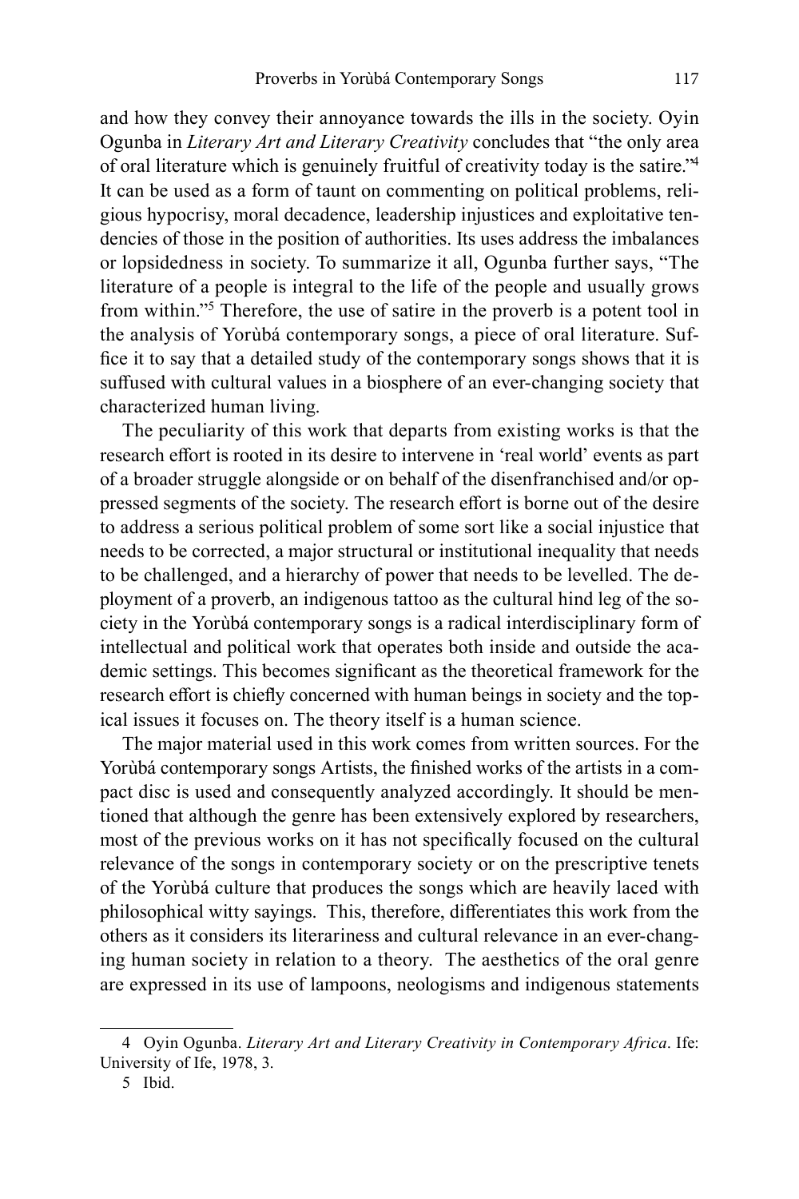and how they convey their annoyance towards the ills in the society. Oyin Ogunba in *Literary Art and Literary Creativity* concludes that "the only area of oral literature which is genuinely fruitful of creativity today is the satire."[4] It can be used as a form of taunt on commenting on political problems, religious hypocrisy, moral decadence, leadership injustices and exploitative tendencies of those in the position of authorities. Its uses address the imbalances or lopsidedness in society. To summarize it all, Ogunba further says, "The literature of a people is integral to the life of the people and usually grows from within."[5] Therefore, the use of satire in the proverb is a potent tool in the analysis of Yorùbá contemporary songs, a piece of oral literature. Suffice it to say that a detailed study of the contemporary songs shows that it is suffused with cultural values in a biosphere of an ever-changing society that characterized human living.

The peculiarity of this work that departs from existing works is that the research effort is rooted in its desire to intervene in 'real world' events as part of a broader struggle alongside or on behalf of the disenfranchised and/or oppressed segments of the society. The research effort is borne out of the desire to address a serious political problem of some sort like a social injustice that needs to be corrected, a major structural or institutional inequality that needs to be challenged, and a hierarchy of power that needs to be levelled. The deployment of a proverb, an indigenous tattoo as the cultural hind leg of the society in the Yorùbá contemporary songs is a radical interdisciplinary form of intellectual and political work that operates both inside and outside the academic settings. This becomes significant as the theoretical framework for the research effort is chiefly concerned with human beings in society and the topical issues it focuses on. The theory itself is a human science.

The major material used in this work comes from written sources. For the Yorùbá contemporary songs Artists, the finished works of the artists in a compact disc is used and consequently analyzed accordingly. It should be mentioned that although the genre has been extensively explored by researchers, most of the previous works on it has not specifically focused on the cultural relevance of the songs in contemporary society or on the prescriptive tenets of the Yorùbá culture that produces the songs which are heavily laced with philosophical witty sayings. This, therefore, differentiates this work from the others as it considers its literariness and cultural relevance in an ever-changing human society in relation to a theory. The aesthetics of the oral genre are expressed in its use of lampoons, neologisms and indigenous statements

---

4 Oyin Ogunba. *Literary Art and Literary Creativity in Contemporary Africa*. Ife: University of Ife, 1978, 3.

5 Ibid.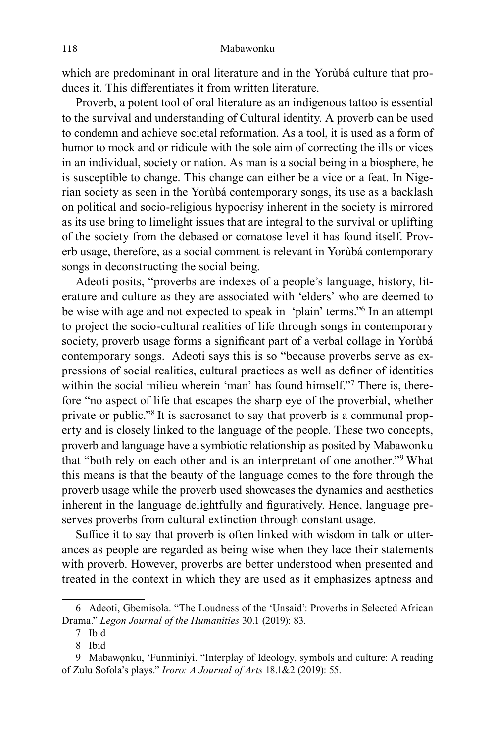which are predominant in oral literature and in the Yorùbá culture that produces it. This differentiates it from written literature.

Proverb, a potent tool of oral literature as an indigenous tattoo is essential to the survival and understanding of Cultural identity. A proverb can be used to condemn and achieve societal reformation. As a tool, it is used as a form of humor to mock and or ridicule with the sole aim of correcting the ills or vices in an individual, society or nation. As man is a social being in a biosphere, he is susceptible to change. This change can either be a vice or a feat. In Nigerian society as seen in the Yorùbá contemporary songs, its use as a backlash on political and socio-religious hypocrisy inherent in the society is mirrored as its use bring to limelight issues that are integral to the survival or uplifting of the society from the debased or comatose level it has found itself. Proverb usage, therefore, as a social comment is relevant in Yorùbá contemporary songs in deconstructing the social being.

Adeoti posits, "proverbs are indexes of a people's language, history, literature and culture as they are associated with 'elders' who are deemed to be wise with age and not expected to speak in 'plain' terms."[6] In an attempt to project the socio-cultural realities of life through songs in contemporary society, proverb usage forms a significant part of a verbal collage in Yorùbá contemporary songs. Adeoti says this is so "because proverbs serve as expressions of social realities, cultural practices as well as definer of identities within the social milieu wherein 'man' has found himself."[7] There is, therefore "no aspect of life that escapes the sharp eye of the proverbial, whether private or public."[8] It is sacrosanct to say that proverb is a communal property and is closely linked to the language of the people. These two concepts, proverb and language have a symbiotic relationship as posited by Mabawonku that "both rely on each other and is an interpretant of one another."[9] What this means is that the beauty of the language comes to the fore through the proverb usage while the proverb used showcases the dynamics and aesthetics inherent in the language delightfully and figuratively. Hence, language preserves proverbs from cultural extinction through constant usage.

Suffice it to say that proverb is often linked with wisdom in talk or utterances as people are regarded as being wise when they lace their statements with proverb. However, proverbs are better understood when presented and treated in the context in which they are used as it emphasizes aptness and

---

6 Adeoti, Gbemisola. "The Loudness of the 'Unsaid': Proverbs in Selected African Drama." *Legon Journal of the Humanities* 30.1 (2019): 83.

7 Ibid

8 Ibid

9 Mabawọnku, 'Funminiyi. "Interplay of Ideology, symbols and culture: A reading of Zulu Sofola's plays." *Iroro: A Journal of Arts* 18.1&2 (2019): 55.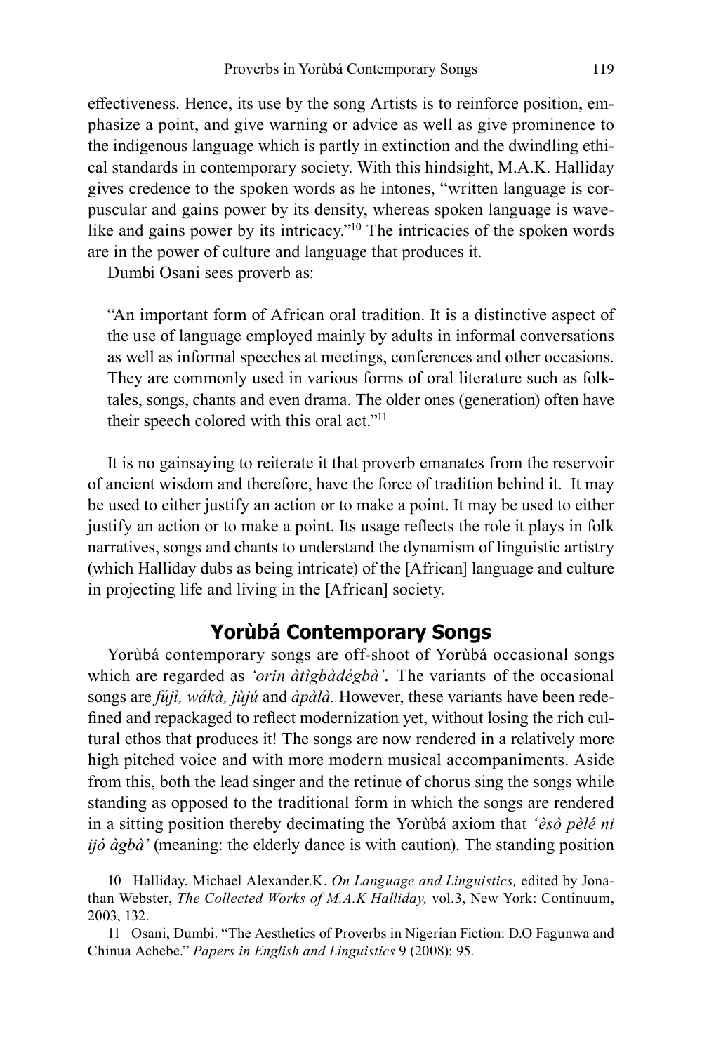effectiveness. Hence, its use by the song Artists is to reinforce position, emphasize a point, and give warning or advice as well as give prominence to the indigenous language which is partly in extinction and the dwindling ethical standards in contemporary society. With this hindsight, M.A.K. Halliday gives credence to the spoken words as he intones, "written language is corpuscular and gains power by its density, whereas spoken language is wave-like and gains power by its intricacy."[10] The intricacies of the spoken words are in the power of culture and language that produces it.

Dumbi Osani sees proverb as:

> "An important form of African oral tradition. It is a distinctive aspect of the use of language employed mainly by adults in informal conversations as well as informal speeches at meetings, conferences and other occasions. They are commonly used in various forms of oral literature such as folk-tales, songs, chants and even drama. The older ones (generation) often have their speech colored with this oral act."[11]

It is no gainsaying to reiterate it that proverb emanates from the reservoir of ancient wisdom and therefore, have the force of tradition behind it. It may be used to either justify an action or to make a point. It may be used to either justify an action or to make a point. Its usage reflects the role it plays in folk narratives, songs and chants to understand the dynamism of linguistic artistry (which Halliday dubs as being intricate) of the [African] language and culture in projecting life and living in the [African] society.

## Yorùbá Contemporary Songs

Yorùbá contemporary songs are off-shoot of Yorùbá occasional songs which are regarded as *'orin àtìgbàdégbà'*. The variants of the occasional songs are *fújì, wákà, jùjú* and *àpàlà.* However, these variants have been redefined and repackaged to reflect modernization yet, without losing the rich cultural ethos that produces it! The songs are now rendered in a relatively more high pitched voice and with more modern musical accompaniments. Aside from this, both the lead singer and the retinue of chorus sing the songs while standing as opposed to the traditional form in which the songs are rendered in a sitting position thereby decimating the Yorùbá axiom that *'èsò pèlé ni ijó àgbà'* (meaning: the elderly dance is with caution). The standing position

---

10 Halliday, Michael Alexander.K. *On Language and Linguistics,* edited by Jonathan Webster, *The Collected Works of M.A.K Halliday,* vol.3, New York: Continuum, 2003, 132.

11 Osani, Dumbi. "The Aesthetics of Proverbs in Nigerian Fiction: D.O Fagunwa and Chinua Achebe." *Papers in English and Linguistics* 9 (2008): 95.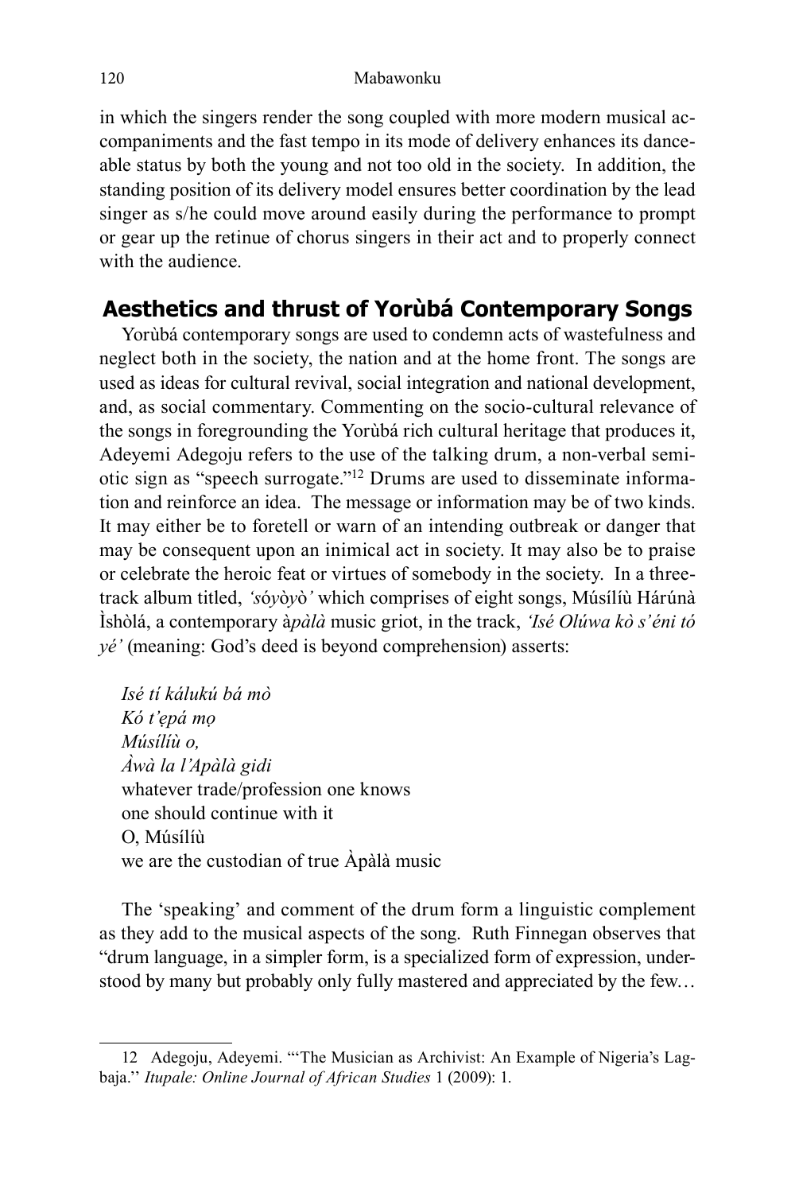in which the singers render the song coupled with more modern musical accompaniments and the fast tempo in its mode of delivery enhances its danceable status by both the young and not too old in the society. In addition, the standing position of its delivery model ensures better coordination by the lead singer as s/he could move around easily during the performance to prompt or gear up the retinue of chorus singers in their act and to properly connect with the audience.

## Aesthetics and thrust of Yorùbá Contemporary Songs

Yorùbá contemporary songs are used to condemn acts of wastefulness and neglect both in the society, the nation and at the home front. The songs are used as ideas for cultural revival, social integration and national development, and, as social commentary. Commenting on the socio-cultural relevance of the songs in foregrounding the Yorùbá rich cultural heritage that produces it, Adeyemi Adegoju refers to the use of the talking drum, a non-verbal semiotic sign as "speech surrogate."[12] Drums are used to disseminate information and reinforce an idea. The message or information may be of two kinds. It may either be to foretell or warn of an intending outbreak or danger that may be consequent upon an inimical act in society. It may also be to praise or celebrate the heroic feat or virtues of somebody in the society. In a three-track album titled, *'sóyòyò'* which comprises of eight songs, Músílíù Hárúnà Ìshòlá, a contemporary à*pàlà* music griot, in the track, *'Isé Olúwa kò s'éni tó yé'* (meaning: God's deed is beyond comprehension) asserts:

*Isé tí kálukú bá mò*  
*Kó t'ẹpá mọ*  
*Músílíù o,*  
*Àwà la l'Apàlà gidi*  
whatever trade/profession one knows  
one should continue with it  
O, Músílíù  
we are the custodian of true Àpàlà music

The 'speaking' and comment of the drum form a linguistic complement as they add to the musical aspects of the song. Ruth Finnegan observes that "drum language, in a simpler form, is a specialized form of expression, understood by many but probably only fully mastered and appreciated by the few…

---

12 Adegoju, Adeyemi. "'The Musician as Archivist: An Example of Nigeria's Lagbaja.'' *Itupale: Online Journal of African Studies* 1 (2009): 1.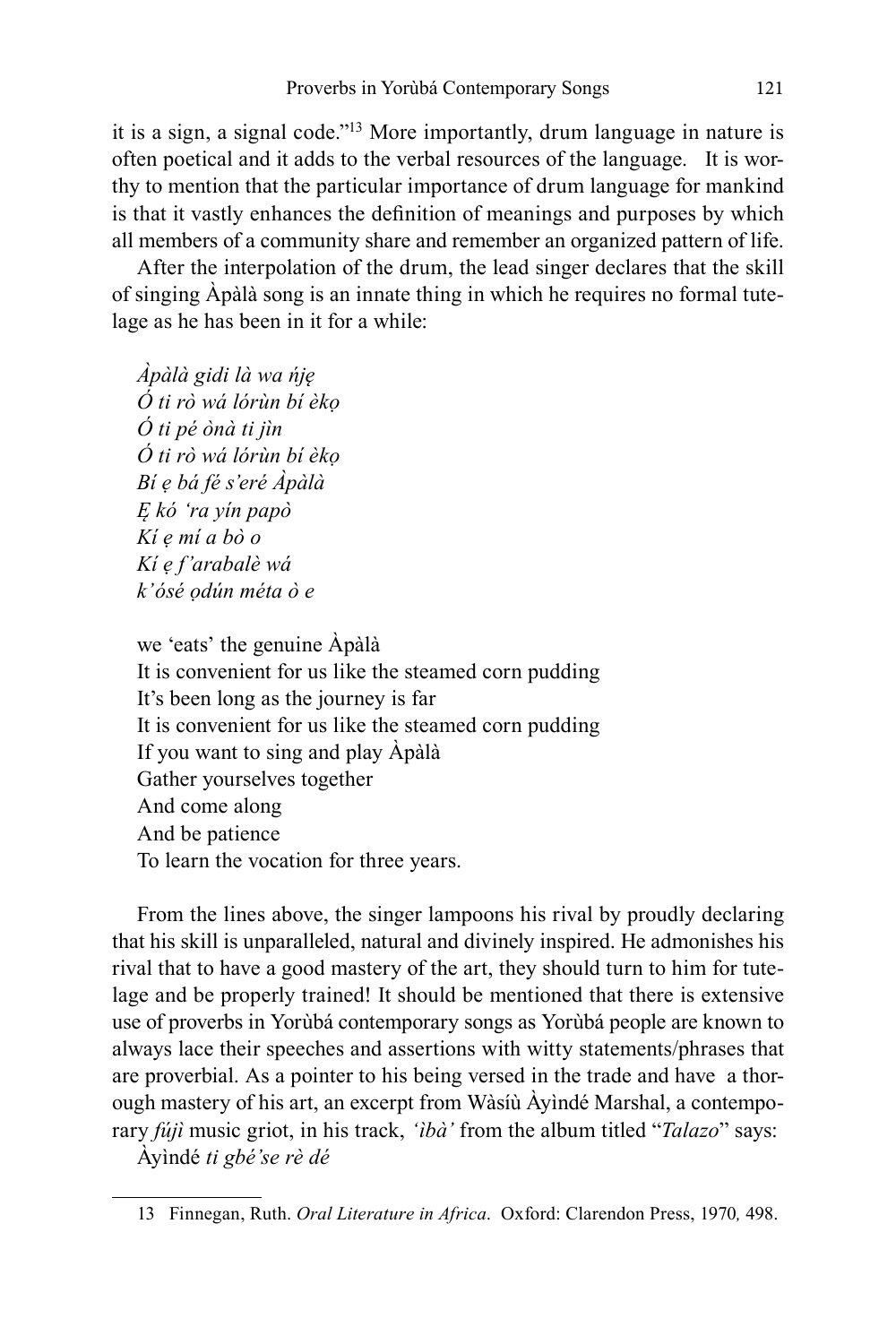it is a sign, a signal code."[13] More importantly, drum language in nature is often poetical and it adds to the verbal resources of the language. It is worthy to mention that the particular importance of drum language for mankind is that it vastly enhances the definition of meanings and purposes by which all members of a community share and remember an organized pattern of life.

After the interpolation of the drum, the lead singer declares that the skill of singing Àpàlà song is an innate thing in which he requires no formal tutelage as he has been in it for a while:

*Àpàlà gidi là wa ńjẹ*  
*Ó ti rò wá lórùn bí èkọ*  
*Ó ti pé ònà ti jìn*  
*Ó ti rò wá lórùn bí èkọ*  
*Bí ẹ bá fẹ́ s'eré Àpàlà*  
*Ẹ kó 'ra yín papọ̀*  
*Kí ẹ mí a bọ̀ o*  
*Kí ẹ f'arabalè wá*  
*k'ósé ọdún méta ò e*

we 'eats' the genuine Àpàlà  
It is convenient for us like the steamed corn pudding  
It's been long as the journey is far  
It is convenient for us like the steamed corn pudding  
If you want to sing and play Àpàlà  
Gather yourselves together  
And come along  
And be patience  
To learn the vocation for three years.

From the lines above, the singer lampoons his rival by proudly declaring that his skill is unparalleled, natural and divinely inspired. He admonishes his rival that to have a good mastery of the art, they should turn to him for tutelage and be properly trained! It should be mentioned that there is extensive use of proverbs in Yorùbá contemporary songs as Yorùbá people are known to always lace their speeches and assertions with witty statements/phrases that are proverbial. As a pointer to his being versed in the trade and have a thorough mastery of his art, an excerpt from Wàsíù Àyìndé Marshal, a contemporary *fújì* music griot, in his track, *'ìbà'* from the album titled "*Talazo*" says:

Àyìndé *ti gbé'se rè dé*

13 Finnegan, Ruth. *Oral Literature in Africa*. Oxford: Clarendon Press, 1970*,* 498.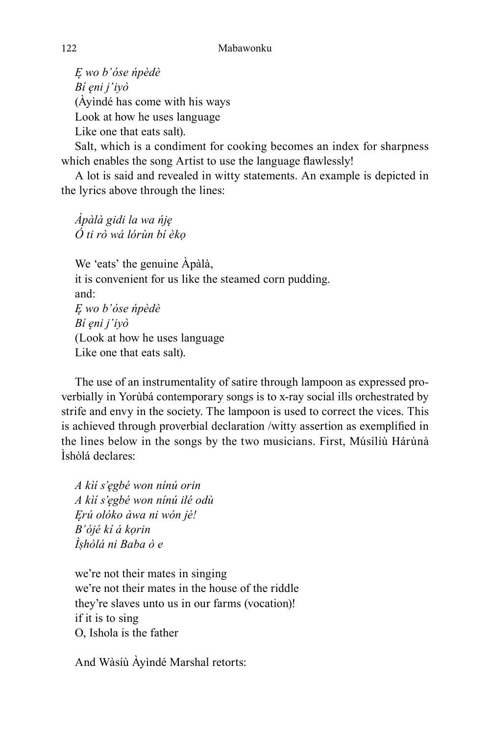*Ẹ wo b'óse ńpèdè*
*Bí ẹni j'iyò*
(Àyìndé has come with his ways
Look at how he uses language
Like one that eats salt).

Salt, which is a condiment for cooking becomes an index for sharpness which enables the song Artist to use the language flawlessly!

A lot is said and revealed in witty statements. An example is depicted in the lyrics above through the lines:

*Àpàlà gidi la wa ńjẹ*
*Ó ti rò wá lórùn bí èkọ*

We 'eats' the genuine Àpàlà,
it is convenient for us like the steamed corn pudding.
and:
*Ẹ wo b'óse ńpèdè*
*Bí ẹni j'iyò*
(Look at how he uses language
Like one that eats salt).

The use of an instrumentality of satire through lampoon as expressed proverbially in Yorùbá contemporary songs is to x-ray social ills orchestrated by strife and envy in the society. The lampoon is used to correct the vices. This is achieved through proverbial declaration /witty assertion as exemplified in the lines below in the songs by the two musicians. First, Músílíù Hárúnà Ìshòlá declares:

*A kìí s'ẹgbé won nínú orin*
*A kìí s'ẹgbé won nínú ilé odù*
*Ẹrú olóko àwa ni wón jé!*
*B'ójé kí á kọrin*
*Ìṣhòlá ni Baba ò e*

we're not their mates in singing
we're not their mates in the house of the riddle
they're slaves unto us in our farms (vocation)!
if it is to sing
O, Ishola is the father

And Wàsíù Àyìndé Marshal retorts: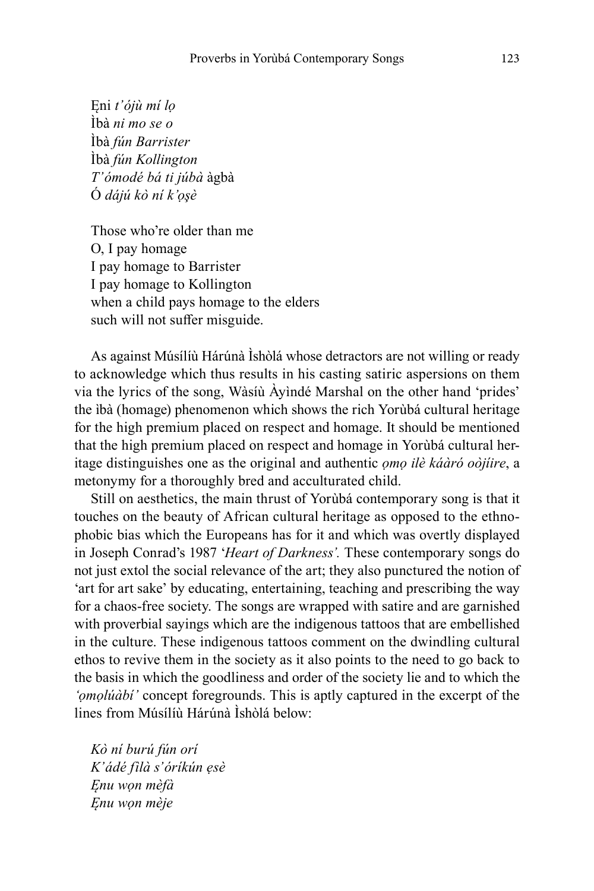Ẹni *t'ójù mí lọ*  
Ìbà *ni mo se o*  
Ìbà *fún Barrister*  
Ìbà *fún Kollington*  
*T'ómodé bá ti júbà* àgbà  
Ó *dájú kò ní k'ọṣè*

Those who're older than me  
O, I pay homage  
I pay homage to Barrister  
I pay homage to Kollington  
when a child pays homage to the elders  
such will not suffer misguide.

As against Músílíù Hárúnà Ìshòlá whose detractors are not willing or ready to acknowledge which thus results in his casting satiric aspersions on them via the lyrics of the song, Wàsíù Àyìndé Marshal on the other hand 'prides' the ìbà (homage) phenomenon which shows the rich Yorùbá cultural heritage for the high premium placed on respect and homage. It should be mentioned that the high premium placed on respect and homage in Yorùbá cultural heritage distinguishes one as the original and authentic *ọmọ ilè káàró oòjíire*, a metonymy for a thoroughly bred and acculturated child.

Still on aesthetics, the main thrust of Yorùbá contemporary song is that it touches on the beauty of African cultural heritage as opposed to the ethnophobic bias which the Europeans has for it and which was overtly displayed in Joseph Conrad's 1987 '*Heart of Darkness'.* These contemporary songs do not just extol the social relevance of the art; they also punctured the notion of 'art for art sake' by educating, entertaining, teaching and prescribing the way for a chaos-free society. The songs are wrapped with satire and are garnished with proverbial sayings which are the indigenous tattoos that are embellished in the culture. These indigenous tattoos comment on the dwindling cultural ethos to revive them in the society as it also points to the need to go back to the basis in which the goodliness and order of the society lie and to which the *'ọmọlúàbí'* concept foregrounds. This is aptly captured in the excerpt of the lines from Músílíù Hárúnà Ìshòlá below:

*Kò ní burú fún orí*  
*K'ádé fìlà s'óríkún ẹsè*  
*Ẹnu wọn mèfà*  
*Ẹnu wọn mèje*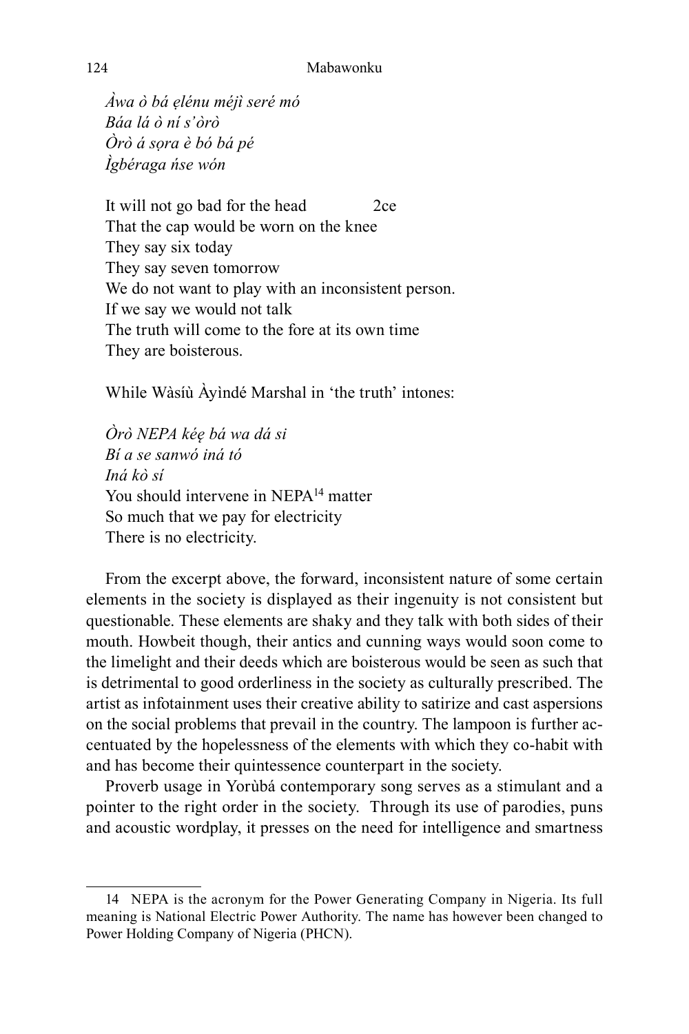*Àwa ò bá ẹlénu méjì seré mó*
*Báa lá ò ní s'òrò*
*Òrò á sọra è bó bá pé*
*Ìgbéraga ńse wón*

It will not go bad for the head 2ce
That the cap would be worn on the knee
They say six today
They say seven tomorrow
We do not want to play with an inconsistent person.
If we say we would not talk
The truth will come to the fore at its own time
They are boisterous.

While Wàsíù Àyìndé Marshal in 'the truth' intones:

*Òrò NEPA kéẹ bá wa dá si*
*Bí a se sanwó iná tó*
*Iná kò sí*
You should intervene in NEPA[14] matter
So much that we pay for electricity
There is no electricity.

From the excerpt above, the forward, inconsistent nature of some certain elements in the society is displayed as their ingenuity is not consistent but questionable. These elements are shaky and they talk with both sides of their mouth. Howbeit though, their antics and cunning ways would soon come to the limelight and their deeds which are boisterous would be seen as such that is detrimental to good orderliness in the society as culturally prescribed. The artist as infotainment uses their creative ability to satirize and cast aspersions on the social problems that prevail in the country. The lampoon is further accentuated by the hopelessness of the elements with which they co-habit with and has become their quintessence counterpart in the society.

Proverb usage in Yorùbá contemporary song serves as a stimulant and a pointer to the right order in the society. Through its use of parodies, puns and acoustic wordplay, it presses on the need for intelligence and smartness

---

14 NEPA is the acronym for the Power Generating Company in Nigeria. Its full meaning is National Electric Power Authority. The name has however been changed to Power Holding Company of Nigeria (PHCN).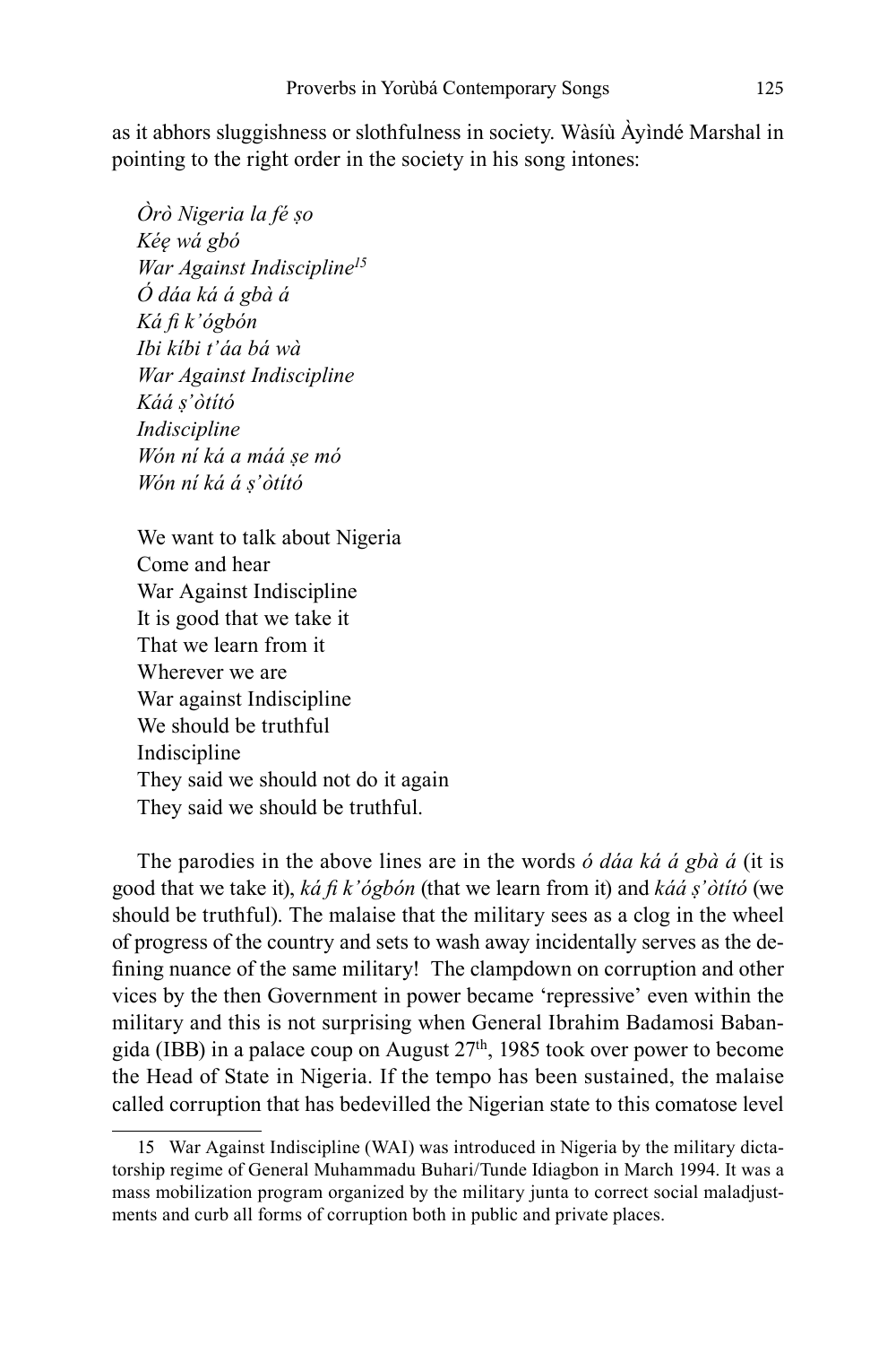as it abhors sluggishness or slothfulness in society. Wàsíù Àyìndé Marshal in pointing to the right order in the society in his song intones:

*Òrò Nigeria la fé ṣo*  
*Kéẹ wá gbó*  
*War Against Indiscipline*[15]  
*Ó dáa ká á gbà á*  
*Ká fi k'ógbón*  
*Ibi kíbi t'áa bá wà*  
*War Against Indiscipline*  
*Káá ṣ'òtító*  
*Indiscipline*  
*Wón ní ká a máá ṣe mó*  
*Wón ní ká á ṣ'òtító*

We want to talk about Nigeria  
Come and hear  
War Against Indiscipline  
It is good that we take it  
That we learn from it  
Wherever we are  
War against Indiscipline  
We should be truthful  
Indiscipline  
They said we should not do it again  
They said we should be truthful.

The parodies in the above lines are in the words *ó dáa ká á gbà á* (it is good that we take it), *ká fi k'ógbón* (that we learn from it) and *káá ṣ'òtító* (we should be truthful). The malaise that the military sees as a clog in the wheel of progress of the country and sets to wash away incidentally serves as the defining nuance of the same military! The clampdown on corruption and other vices by the then Government in power became 'repressive' even within the military and this is not surprising when General Ibrahim Badamosi Babangida (IBB) in a palace coup on August 27th, 1985 took over power to become the Head of State in Nigeria. If the tempo has been sustained, the malaise called corruption that has bedevilled the Nigerian state to this comatose level

15 War Against Indiscipline (WAI) was introduced in Nigeria by the military dictatorship regime of General Muhammadu Buhari/Tunde Idiagbon in March 1994. It was a mass mobilization program organized by the military junta to correct social maladjustments and curb all forms of corruption both in public and private places.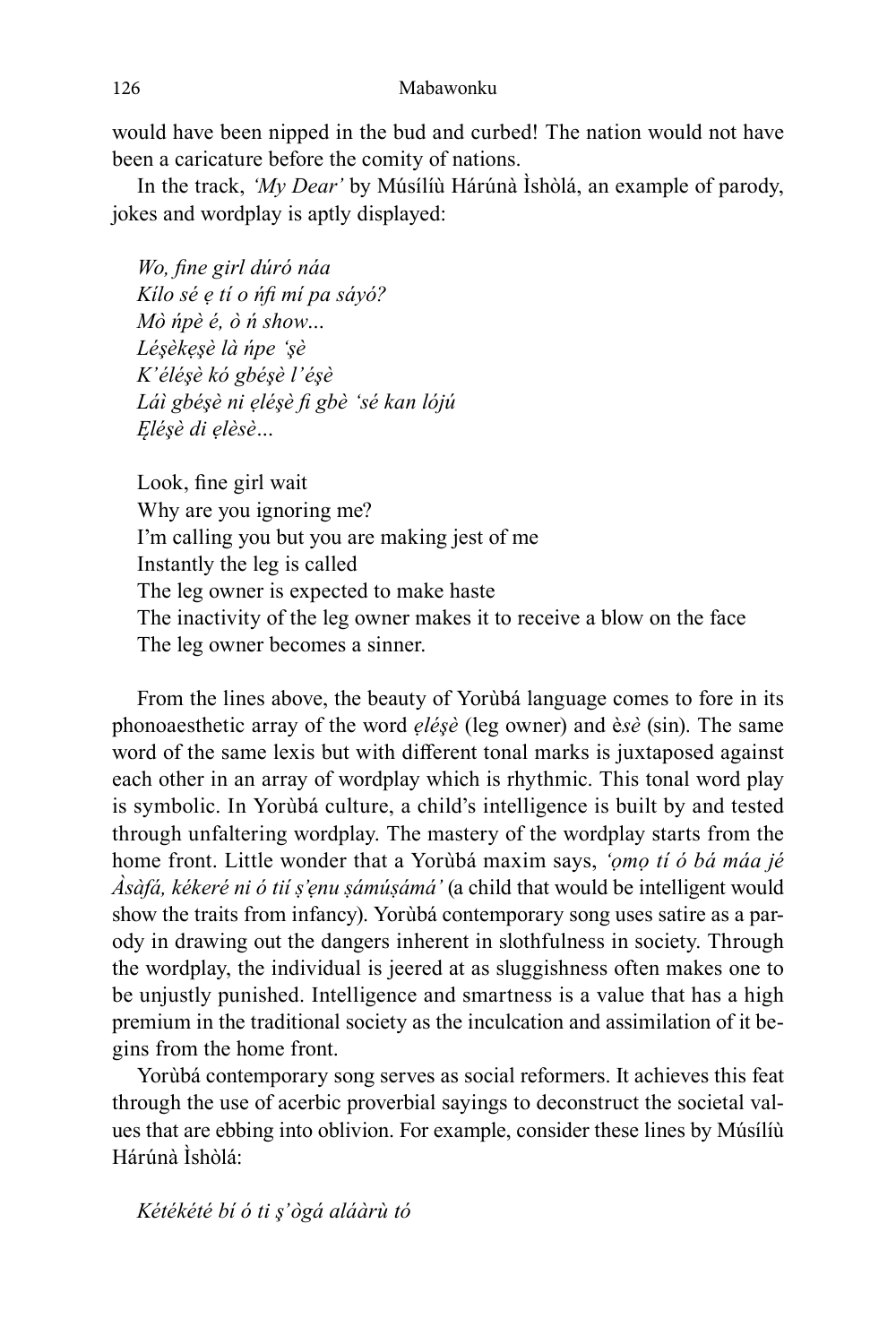would have been nipped in the bud and curbed! The nation would not have been a caricature before the comity of nations.

In the track, *'My Dear'* by Músílíù Hárúnà Ìshòlá, an example of parody, jokes and wordplay is aptly displayed:

*Wo, fine girl dúró náa*
*Kílo sé ẹ tí o ńfi mí pa sáyó?*
*Mò ńpè é, ò ń show...*
*Léṣèkẹṣè là ńpe 'ṣè*
*K'éléṣè kó gbéṣè l'éṣè*
*Láì gbéṣè ni ẹléṣè fi gbè 'sé kan lójú*
*Ẹléṣè di ẹlèsè...*

Look, fine girl wait
Why are you ignoring me?
I'm calling you but you are making jest of me
Instantly the leg is called
The leg owner is expected to make haste
The inactivity of the leg owner makes it to receive a blow on the face
The leg owner becomes a sinner.

From the lines above, the beauty of Yorùbá language comes to fore in its phonoaesthetic array of the word *ẹléṣè* (leg owner) and è*sè* (sin). The same word of the same lexis but with different tonal marks is juxtaposed against each other in an array of wordplay which is rhythmic. This tonal word play is symbolic. In Yorùbá culture, a child's intelligence is built by and tested through unfaltering wordplay. The mastery of the wordplay starts from the home front. Little wonder that a Yorùbá maxim says, *'ọmọ tí ó bá máa jé Àsàfá, kékeré ni ó tií ṣ'ẹnu ṣámúṣámá'* (a child that would be intelligent would show the traits from infancy). Yorùbá contemporary song uses satire as a parody in drawing out the dangers inherent in slothfulness in society. Through the wordplay, the individual is jeered at as sluggishness often makes one to be unjustly punished. Intelligence and smartness is a value that has a high premium in the traditional society as the inculcation and assimilation of it begins from the home front.

Yorùbá contemporary song serves as social reformers. It achieves this feat through the use of acerbic proverbial sayings to deconstruct the societal values that are ebbing into oblivion. For example, consider these lines by Músílíù Hárúnà Ìshòlá:

*Kétékété bí ó ti ṣ'ògá aláàrù tó*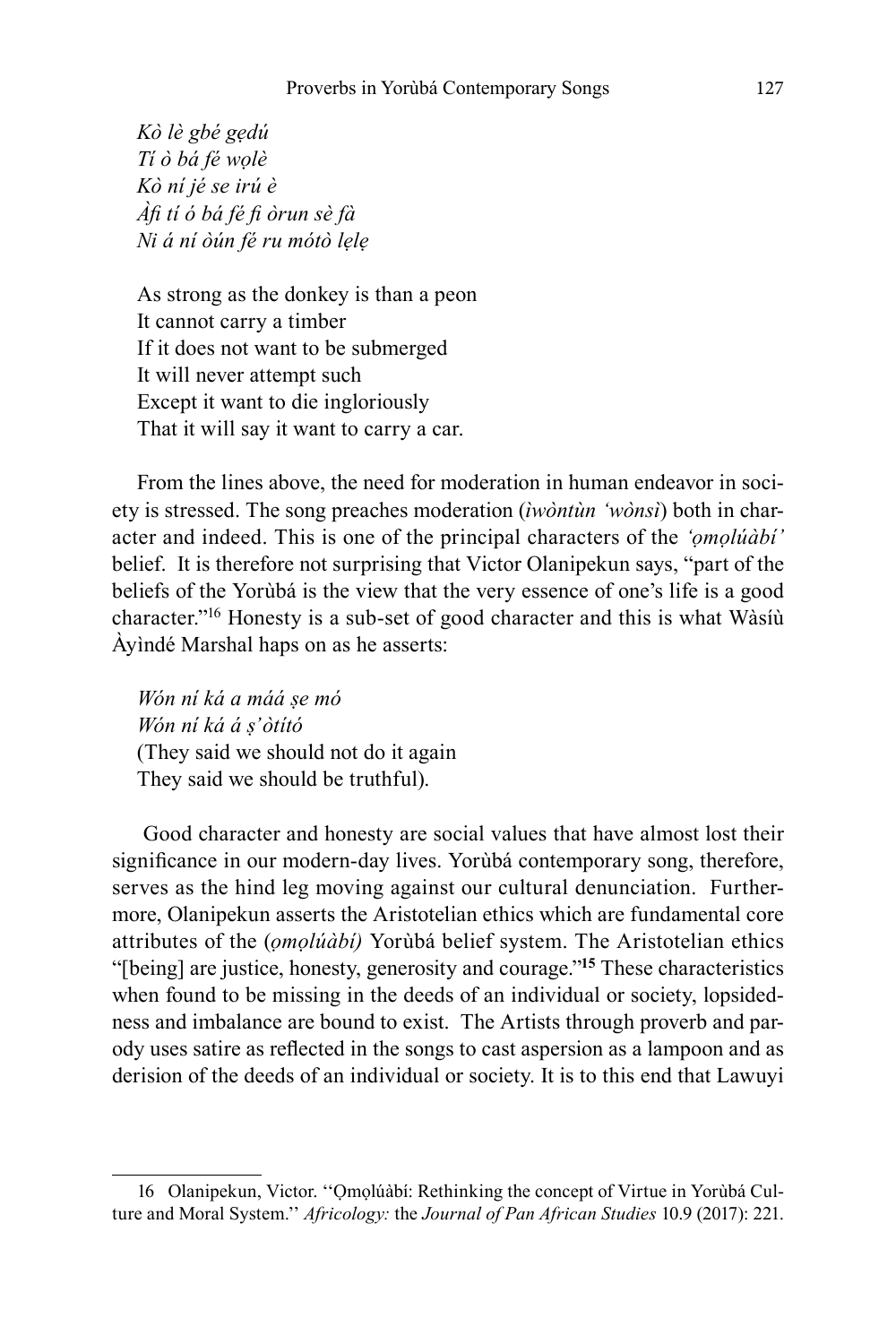*Kò lè gbé gẹdú*
*Tí ò bá fẹ́ wọlẹ̀*
*Kò ní jẹ́ se irú è*
*Àfi tí ó bá fẹ́ fi òrun sè fà*
*Ni á ní òún fẹ́ ru mótò lẹlẹ*

As strong as the donkey is than a peon
It cannot carry a timber
If it does not want to be submerged
It will never attempt such
Except it want to die ingloriously
That it will say it want to carry a car.

From the lines above, the need for moderation in human endeavor in society is stressed. The song preaches moderation (*ìwòntùn 'wònsì*) both in character and indeed. This is one of the principal characters of the *'ọmọlúàbí'* belief. It is therefore not surprising that Victor Olanipekun says, "part of the beliefs of the Yorùbá is the view that the very essence of one's life is a good character."[16] Honesty is a sub-set of good character and this is what Wàsíù Àyìndé Marshal haps on as he asserts:

*Wón ní ká a máá ṣe mó*
*Wón ní ká á ṣ'òtító*
(They said we should not do it again
They said we should be truthful).

Good character and honesty are social values that have almost lost their significance in our modern-day lives. Yorùbá contemporary song, therefore, serves as the hind leg moving against our cultural denunciation. Furthermore, Olanipekun asserts the Aristotelian ethics which are fundamental core attributes of the (*ọmọlúàbí)* Yorùbá belief system. The Aristotelian ethics "[being] are justice, honesty, generosity and courage."**[15]** These characteristics when found to be missing in the deeds of an individual or society, lopsidedness and imbalance are bound to exist. The Artists through proverb and parody uses satire as reflected in the songs to cast aspersion as a lampoon and as derision of the deeds of an individual or society. It is to this end that Lawuyi

---

16 Olanipekun, Victor. ''Ọmọlúàbí: Rethinking the concept of Virtue in Yorùbá Culture and Moral System.'' *Africology:* the *Journal of Pan African Studies* 10.9 (2017): 221.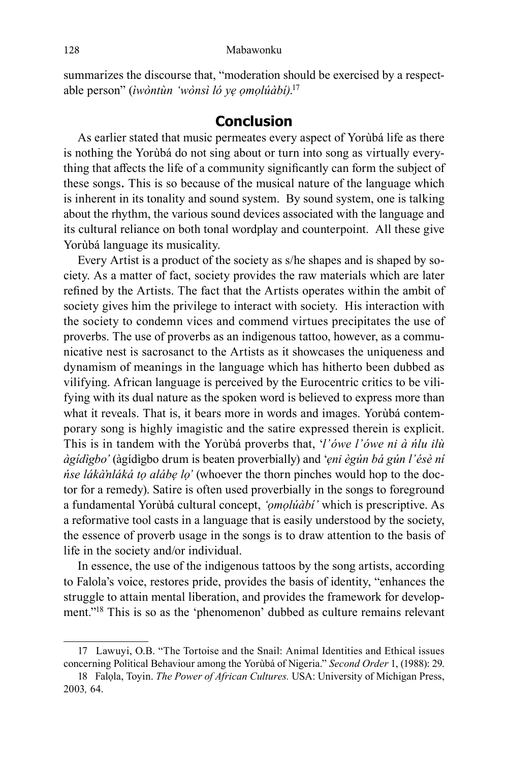summarizes the discourse that, "moderation should be exercised by a respectable person" (*ìwòntùn 'wònsì ló yẹ ọmọlúàbí)*.[17]

## Conclusion

As earlier stated that music permeates every aspect of Yorùbá life as there is nothing the Yorùbá do not sing about or turn into song as virtually everything that affects the life of a community significantly can form the subject of these songs**.** This is so because of the musical nature of the language which is inherent in its tonality and sound system. By sound system, one is talking about the rhythm, the various sound devices associated with the language and its cultural reliance on both tonal wordplay and counterpoint. All these give Yorùbá language its musicality.

Every Artist is a product of the society as s/he shapes and is shaped by society. As a matter of fact, society provides the raw materials which are later refined by the Artists. The fact that the Artists operates within the ambit of society gives him the privilege to interact with society. His interaction with the society to condemn vices and commend virtues precipitates the use of proverbs. The use of proverbs as an indigenous tattoo, however, as a communicative nest is sacrosanct to the Artists as it showcases the uniqueness and dynamism of meanings in the language which has hitherto been dubbed as vilifying. African language is perceived by the Eurocentric critics to be vilifying with its dual nature as the spoken word is believed to express more than what it reveals. That is, it bears more in words and images. Yorùbá contemporary song is highly imagistic and the satire expressed therein is explicit. This is in tandem with the Yorùbá proverbs that, '*l'ówe l'ówe ni à ńlu ilù àgídìgbo'* (àgídìgbo drum is beaten proverbially) and '*ẹni ègún bá gún l'ésè ní ńse lákànláká tọ alábẹ lọ'* (whoever the thorn pinches would hop to the doctor for a remedy). Satire is often used proverbially in the songs to foreground a fundamental Yorùbá cultural concept, *'ọmọlúàbí'* which is prescriptive. As a reformative tool casts in a language that is easily understood by the society, the essence of proverb usage in the songs is to draw attention to the basis of life in the society and/or individual.

In essence, the use of the indigenous tattoos by the song artists, according to Falola's voice, restores pride, provides the basis of identity, "enhances the struggle to attain mental liberation, and provides the framework for development."[18] This is so as the 'phenomenon' dubbed as culture remains relevant

---

17 Lawuyi, O.B. "The Tortoise and the Snail: Animal Identities and Ethical issues concerning Political Behaviour among the Yorùbá of Nigeria." *Second Order* 1, (1988): 29.

18 Falọla, Toyin. *The Power of African Cultures.* USA: University of Michigan Press, 2003*,* 64.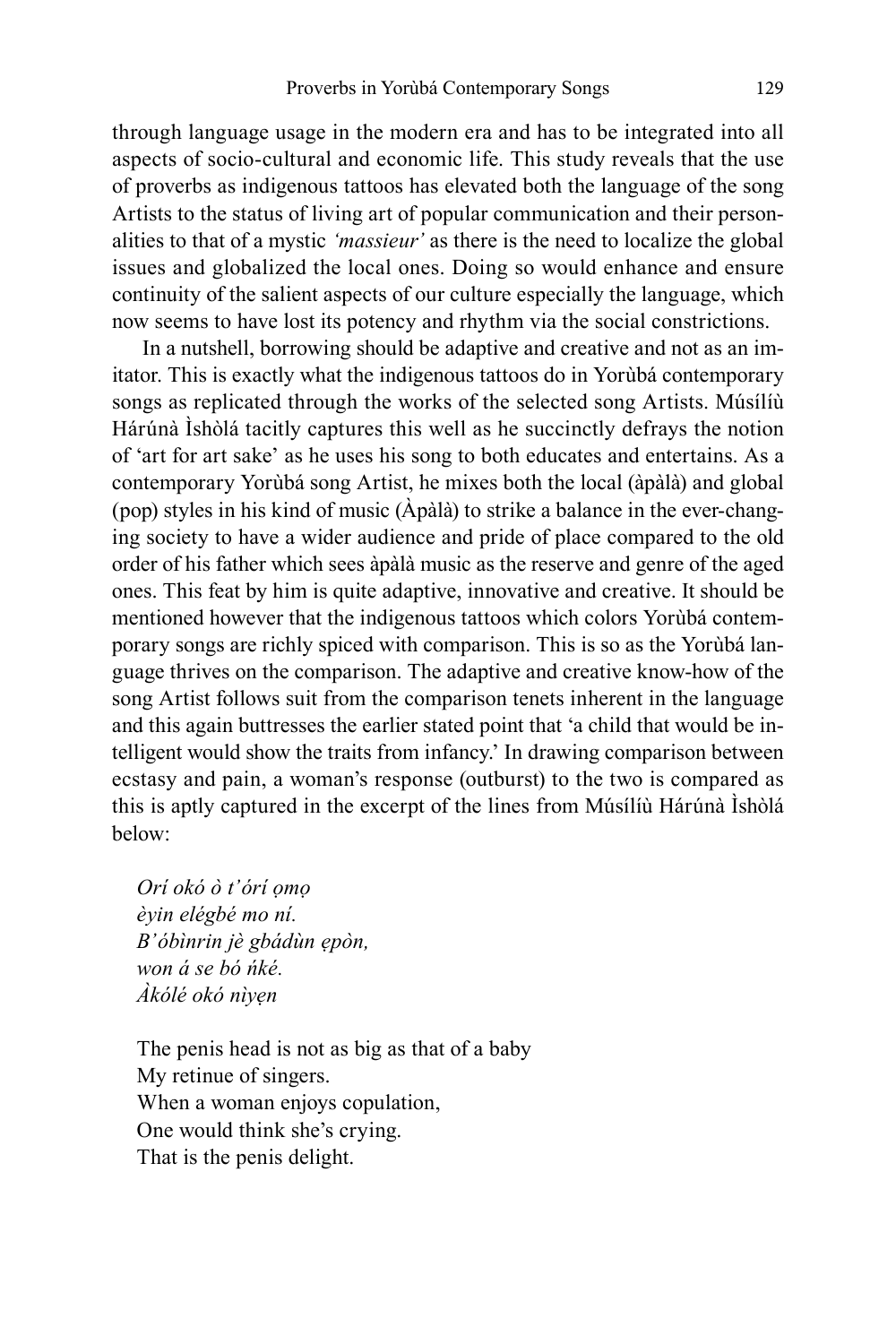through language usage in the modern era and has to be integrated into all aspects of socio-cultural and economic life. This study reveals that the use of proverbs as indigenous tattoos has elevated both the language of the song Artists to the status of living art of popular communication and their personalities to that of a mystic *'massieur'* as there is the need to localize the global issues and globalized the local ones. Doing so would enhance and ensure continuity of the salient aspects of our culture especially the language, which now seems to have lost its potency and rhythm via the social constrictions.

In a nutshell, borrowing should be adaptive and creative and not as an imitator. This is exactly what the indigenous tattoos do in Yorùbá contemporary songs as replicated through the works of the selected song Artists. Músílíù Hárúnà Ìshòlá tacitly captures this well as he succinctly defrays the notion of 'art for art sake' as he uses his song to both educates and entertains. As a contemporary Yorùbá song Artist, he mixes both the local (àpàlà) and global (pop) styles in his kind of music (Àpàlà) to strike a balance in the ever-changing society to have a wider audience and pride of place compared to the old order of his father which sees àpàlà music as the reserve and genre of the aged ones. This feat by him is quite adaptive, innovative and creative. It should be mentioned however that the indigenous tattoos which colors Yorùbá contemporary songs are richly spiced with comparison. This is so as the Yorùbá language thrives on the comparison. The adaptive and creative know-how of the song Artist follows suit from the comparison tenets inherent in the language and this again buttresses the earlier stated point that 'a child that would be intelligent would show the traits from infancy.' In drawing comparison between ecstasy and pain, a woman's response (outburst) to the two is compared as this is aptly captured in the excerpt of the lines from Músílíù Hárúnà Ìshòlá below:

*Orí okó ò t'órí ọmọ*  
*èyin elégbé mo ní.*  
*B'óbìnrin jè gbádùn ẹpòn,*  
*won á se bó ńké.*  
*Àkólé okó nìyẹn*

The penis head is not as big as that of a baby  
My retinue of singers.  
When a woman enjoys copulation,  
One would think she's crying.  
That is the penis delight.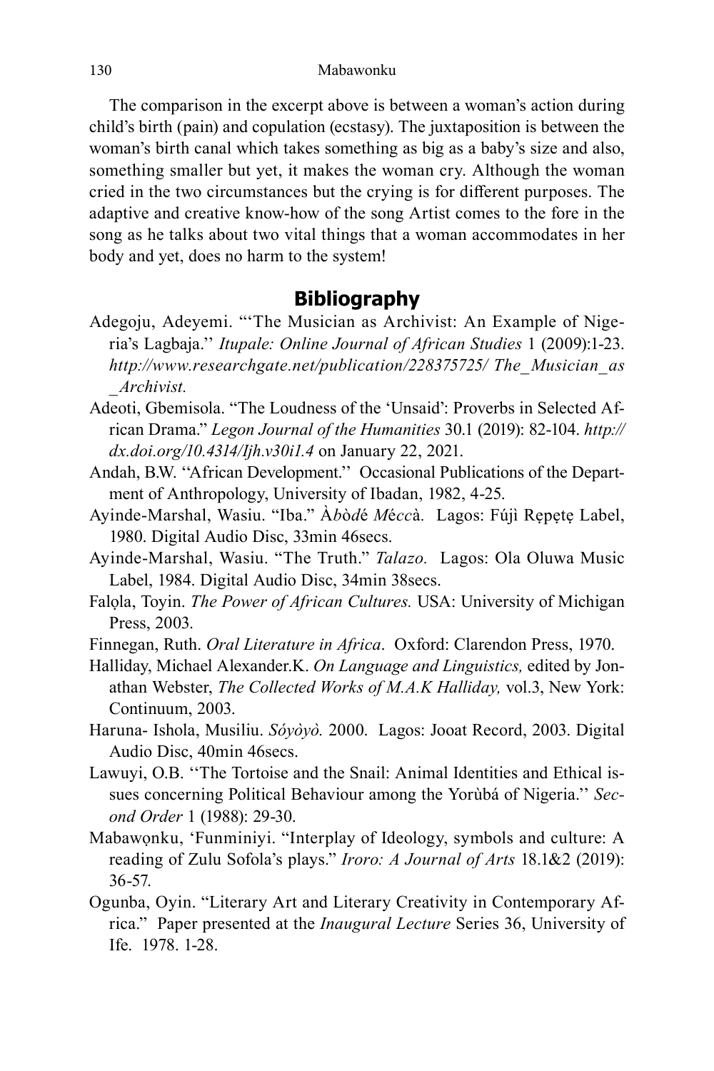The comparison in the excerpt above is between a woman's action during child's birth (pain) and copulation (ecstasy). The juxtaposition is between the woman's birth canal which takes something as big as a baby's size and also, something smaller but yet, it makes the woman cry. Although the woman cried in the two circumstances but the crying is for different purposes. The adaptive and creative know-how of the song Artist comes to the fore in the song as he talks about two vital things that a woman accommodates in her body and yet, does no harm to the system!

## Bibliography

Adegoju, Adeyemi. "'The Musician as Archivist: An Example of Nigeria's Lagbaja.'' *Itupale: Online Journal of African Studies* 1 (2009):1-23. *http://www.researchgate.net/publication/228375725/ The_Musician_as _Archivist.*

Adeoti, Gbemisola. "The Loudness of the 'Unsaid': Proverbs in Selected African Drama." *Legon Journal of the Humanities* 30.1 (2019): 82-104. *http:// dx.doi.org/10.4314/ljh.v30i1.4* on January 22, 2021.

Andah, B.W. ''African Development.'' Occasional Publications of the Department of Anthropology, University of Ibadan, 1982, 4-25.

Ayinde-Marshal, Wasiu. "Iba." *Àbòdé Méccà.* Lagos: Fújì Rẹpẹtẹ Label, 1980. Digital Audio Disc, 33min 46secs.

Ayinde-Marshal, Wasiu. "The Truth." *Talazo.* Lagos: Ola Oluwa Music Label, 1984. Digital Audio Disc, 34min 38secs.

Falọla, Toyin. *The Power of African Cultures.* USA: University of Michigan Press, 2003.

Finnegan, Ruth. *Oral Literature in Africa*. Oxford: Clarendon Press, 1970.

Halliday, Michael Alexander.K. *On Language and Linguistics,* edited by Jonathan Webster, *The Collected Works of M.A.K Halliday,* vol.3, New York: Continuum, 2003.

Haruna- Ishola, Musiliu. *Sóyòyò.* 2000. Lagos: Jooat Record, 2003. Digital Audio Disc, 40min 46secs.

Lawuyi, O.B. ''The Tortoise and the Snail: Animal Identities and Ethical issues concerning Political Behaviour among the Yorùbá of Nigeria.'' *Second Order* 1 (1988): 29-30.

Mabawọnku, 'Funminiyi. "Interplay of Ideology, symbols and culture: A reading of Zulu Sofola's plays." *Iroro: A Journal of Arts* 18.1&2 (2019): 36-57.

Ogunba, Oyin. "Literary Art and Literary Creativity in Contemporary Africa." Paper presented at the *Inaugural Lecture* Series 36, University of Ife. 1978. 1-28.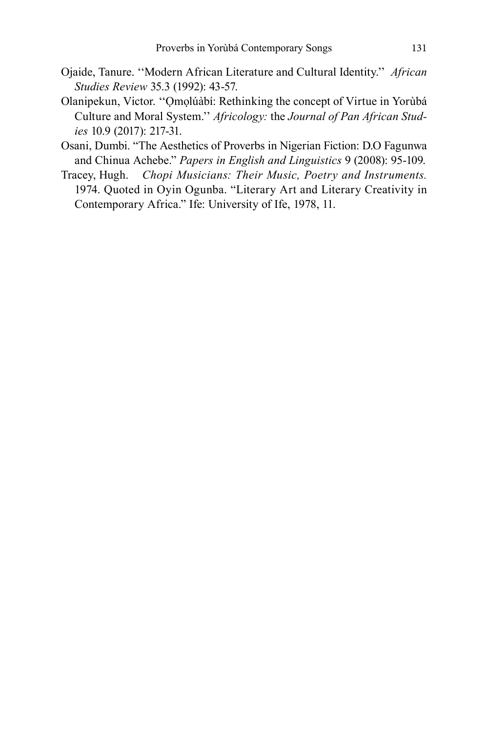Ojaide, Tanure. ''Modern African Literature and Cultural Identity.'' *African Studies Review* 35.3 (1992): 43-57.

Olanipekun, Victor. ''Ọmọlúàbí: Rethinking the concept of Virtue in Yorùbá Culture and Moral System.'' *Africology:* the *Journal of Pan African Studies* 10.9 (2017): 217-31.

Osani, Dumbi. "The Aesthetics of Proverbs in Nigerian Fiction: D.O Fagunwa and Chinua Achebe." *Papers in English and Linguistics* 9 (2008): 95-109.

Tracey, Hugh. *Chopi Musicians: Their Music, Poetry and Instruments.* 1974. Quoted in Oyin Ogunba. "Literary Art and Literary Creativity in Contemporary Africa." Ife: University of Ife, 1978, 11.